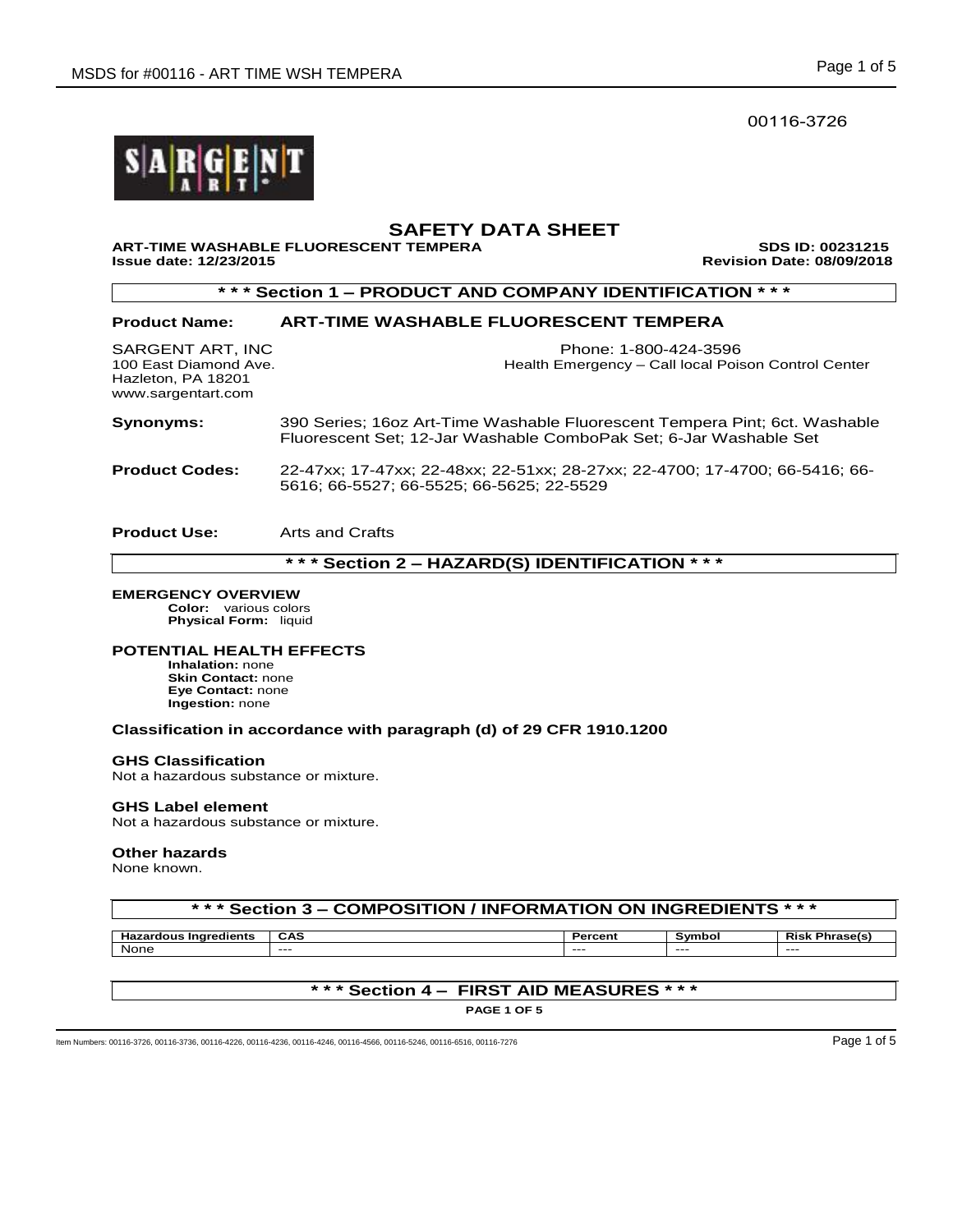00116-3726

# SAFETY DATA SHEET

**ART-TIME WASHABLE FLUORESCENT TEMPERA** **SDS ID: 00231215**
**Issue date: 12/23/2015** **Revision Date: 08/09/2018**

## * * * Section 1 – PRODUCT AND COMPANY IDENTIFICATION * * *

**Product Name:** **ART-TIME WASHABLE FLUORESCENT TEMPERA**

SARGENT ART, INC
100 East Diamond Ave.
Hazleton, PA 18201
www.sargentart.com

Phone: 1-800-424-3596
Health Emergency – Call local Poison Control Center

**Synonyms:** 390 Series; 16oz Art-Time Washable Fluorescent Tempera Pint; 6ct. Washable Fluorescent Set; 12-Jar Washable ComboPak Set; 6-Jar Washable Set

**Product Codes:** 22-47xx; 17-47xx; 22-48xx; 22-51xx; 28-27xx; 22-4700; 17-4700; 66-5416; 66-5616; 66-5527; 66-5525; 66-5625; 22-5529

**Product Use:** Arts and Crafts

## * * * Section 2 – HAZARD(S) IDENTIFICATION * * *

**EMERGENCY OVERVIEW**
**Color:** various colors
**Physical Form:** liquid

**POTENTIAL HEALTH EFFECTS**
**Inhalation:** none
**Skin Contact:** none
**Eye Contact:** none
**Ingestion:** none

**Classification in accordance with paragraph (d) of 29 CFR 1910.1200**

**GHS Classification**
Not a hazardous substance or mixture.

**GHS Label element**
Not a hazardous substance or mixture.

**Other hazards**
None known.

## * * * Section 3 – COMPOSITION / INFORMATION ON INGREDIENTS * * *

| Hazardous Ingredients | CAS | Percent | Symbol | Risk Phrase(s) |
|---|---|---|---|---|
| None | --- | --- | --- | --- |

## * * * Section 4 – FIRST AID MEASURES * * *

Item Numbers: 00116-3726, 00116-3736, 00116-4226, 00116-4236, 00116-4246, 00116-4566, 00116-5246, 00116-6516, 00116-7276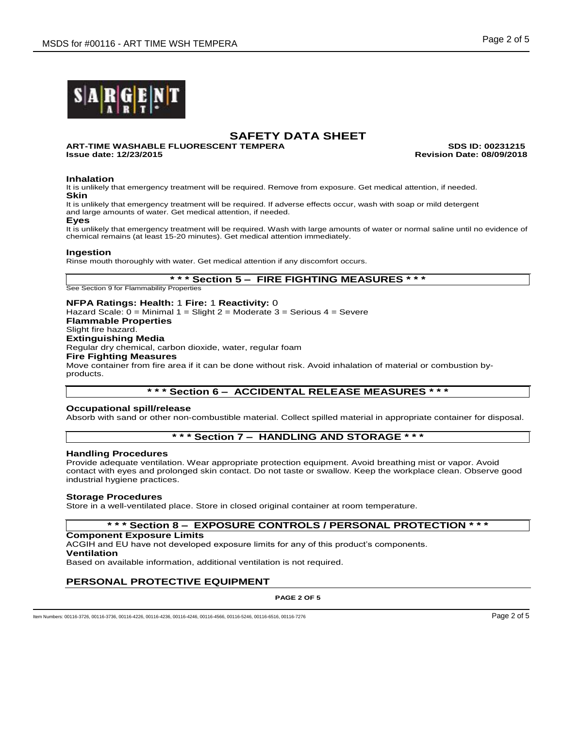# SAFETY DATA SHEET

**ART-TIME WASHABLE FLUORESCENT TEMPERA** **SDS ID: 00231215**
**Issue date: 12/23/2015** **Revision Date: 08/09/2018**

### Inhalation

It is unlikely that emergency treatment will be required. Remove from exposure. Get medical attention, if needed.

### Skin

It is unlikely that emergency treatment will be required. If adverse effects occur, wash with soap or mild detergent and large amounts of water. Get medical attention, if needed.

### Eyes

It is unlikely that emergency treatment will be required. Wash with large amounts of water or normal saline until no evidence of chemical remains (at least 15-20 minutes). Get medical attention immediately.

### Ingestion

Rinse mouth thoroughly with water. Get medical attention if any discomfort occurs.

## * * * Section 5 – FIRE FIGHTING MEASURES * * *

See Section 9 for Flammability Properties

**NFPA Ratings: Health:** 1 **Fire:** 1 **Reactivity:** 0

Hazard Scale: 0 = Minimal 1 = Slight 2 = Moderate 3 = Serious 4 = Severe

### Flammable Properties

Slight fire hazard.

### Extinguishing Media

Regular dry chemical, carbon dioxide, water, regular foam

### Fire Fighting Measures

Move container from fire area if it can be done without risk. Avoid inhalation of material or combustion by-products.

## * * * Section 6 – ACCIDENTAL RELEASE MEASURES * * *

### Occupational spill/release

Absorb with sand or other non-combustible material. Collect spilled material in appropriate container for disposal.

## * * * Section 7 – HANDLING AND STORAGE * * *

### Handling Procedures

Provide adequate ventilation. Wear appropriate protection equipment. Avoid breathing mist or vapor. Avoid contact with eyes and prolonged skin contact. Do not taste or swallow. Keep the workplace clean. Observe good industrial hygiene practices.

### Storage Procedures

Store in a well-ventilated place. Store in closed original container at room temperature.

## * * * Section 8 – EXPOSURE CONTROLS / PERSONAL PROTECTION * * *

### Component Exposure Limits

ACGIH and EU have not developed exposure limits for any of this product's components.

### Ventilation

Based on available information, additional ventilation is not required.

## PERSONAL PROTECTIVE EQUIPMENT

Item Numbers: 00116-3726, 00116-3736, 00116-4226, 00116-4236, 00116-4246, 00116-4566, 00116-5246, 00116-6516, 00116-7276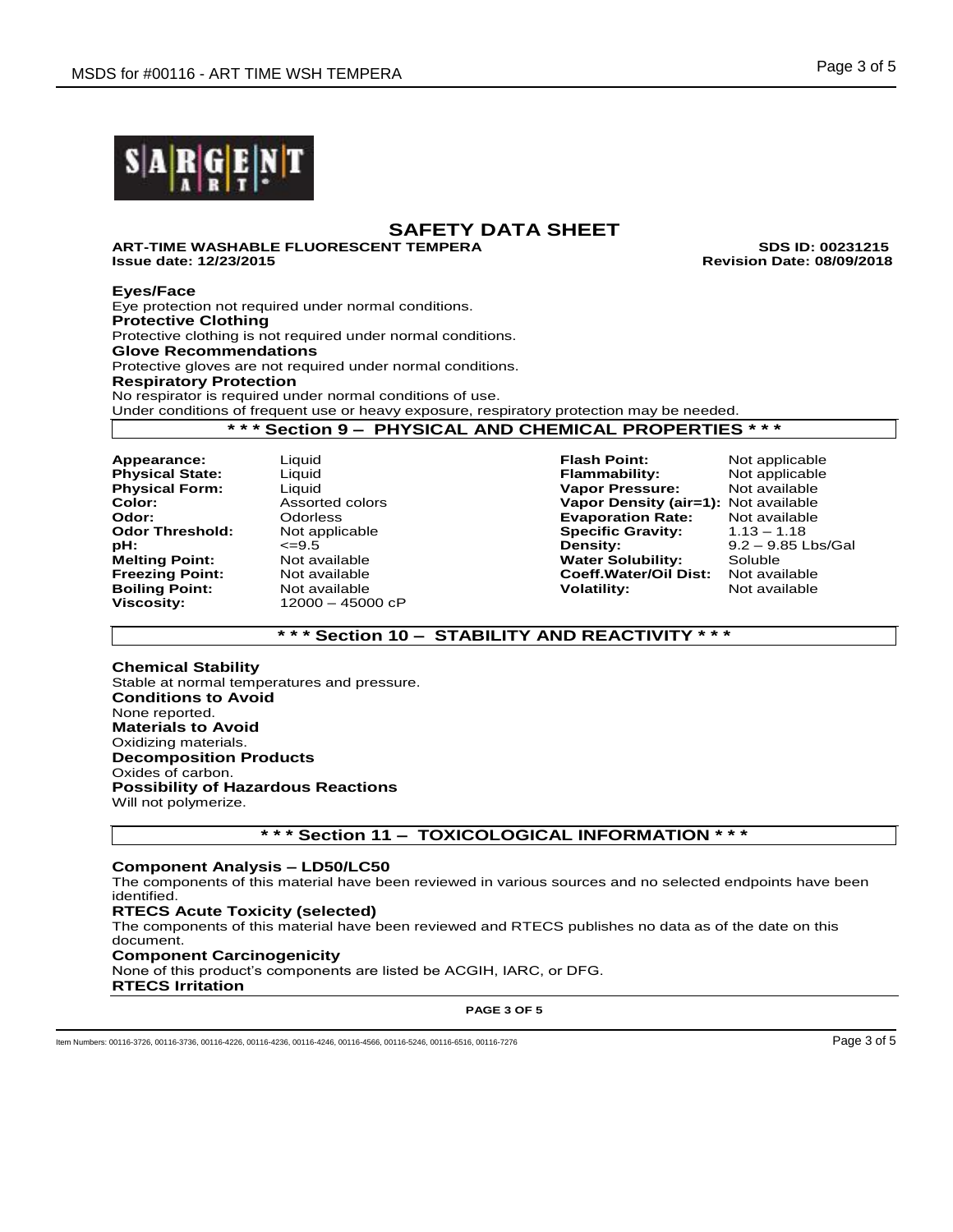# SAFETY DATA SHEET

**ART-TIME WASHABLE FLUORESCENT TEMPERA** **SDS ID: 00231215**
**Issue date: 12/23/2015** **Revision Date: 08/09/2018**

**Eyes/Face**
Eye protection not required under normal conditions.
**Protective Clothing**
Protective clothing is not required under normal conditions.
**Glove Recommendations**
Protective gloves are not required under normal conditions.
**Respiratory Protection**
No respirator is required under normal conditions of use.
Under conditions of frequent use or heavy exposure, respiratory protection may be needed.

## * * * Section 9 – PHYSICAL AND CHEMICAL PROPERTIES * * *

| | | | |
|---|---|---|---|
| **Appearance:** | Liquid | **Flash Point:** | Not applicable |
| **Physical State:** | Liquid | **Flammability:** | Not applicable |
| **Physical Form:** | Liquid | **Vapor Pressure:** | Not available |
| **Color:** | Assorted colors | **Vapor Density (air=1):** | Not available |
| **Odor:** | Odorless | **Evaporation Rate:** | Not available |
| **Odor Threshold:** | Not applicable | **Specific Gravity:** | 1.13 – 1.18 |
| **pH:** | <=9.5 | **Density:** | 9.2 – 9.85 Lbs/Gal |
| **Melting Point:** | Not available | **Water Solubility:** | Soluble |
| **Freezing Point:** | Not available | **Coeff.Water/Oil Dist:** | Not available |
| **Boiling Point:** | Not available | **Volatility:** | Not available |
| **Viscosity:** | 12000 – 45000 cP | | |

## * * * Section 10 – STABILITY AND REACTIVITY * * *

**Chemical Stability**
Stable at normal temperatures and pressure.
**Conditions to Avoid**
None reported.
**Materials to Avoid**
Oxidizing materials.
**Decomposition Products**
Oxides of carbon.
**Possibility of Hazardous Reactions**
Will not polymerize.

## * * * Section 11 – TOXICOLOGICAL INFORMATION * * *

**Component Analysis – LD50/LC50**
The components of this material have been reviewed in various sources and no selected endpoints have been identified.
**RTECS Acute Toxicity (selected)**
The components of this material have been reviewed and RTECS publishes no data as of the date on this document.
**Component Carcinogenicity**
None of this product's components are listed be ACGIH, IARC, or DFG.
**RTECS Irritation**

Item Numbers: 00116-3726, 00116-3736, 00116-4226, 00116-4236, 00116-4246, 00116-4566, 00116-5246, 00116-6516, 00116-7276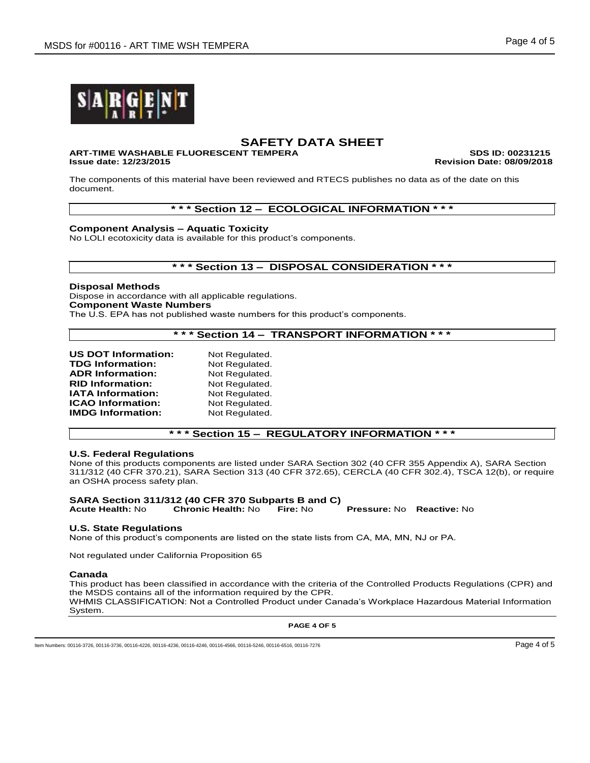# SAFETY DATA SHEET

**ART-TIME WASHABLE FLUORESCENT TEMPERA** **SDS ID: 00231215**
**Issue date: 12/23/2015** **Revision Date: 08/09/2018**

The components of this material have been reviewed and RTECS publishes no data as of the date on this document.

## * * * Section 12 – ECOLOGICAL INFORMATION * * *

**Component Analysis – Aquatic Toxicity**
No LOLI ecotoxicity data is available for this product's components.

## * * * Section 13 – DISPOSAL CONSIDERATION * * *

**Disposal Methods**
Dispose in accordance with all applicable regulations.
**Component Waste Numbers**
The U.S. EPA has not published waste numbers for this product's components.

## * * * Section 14 – TRANSPORT INFORMATION * * *

**US DOT Information:** Not Regulated.
**TDG Information:** Not Regulated.
**ADR Information:** Not Regulated.
**RID Information:** Not Regulated.
**IATA Information:** Not Regulated.
**ICAO Information:** Not Regulated.
**IMDG Information:** Not Regulated.

## * * * Section 15 – REGULATORY INFORMATION * * *

**U.S. Federal Regulations**
None of this products components are listed under SARA Section 302 (40 CFR 355 Appendix A), SARA Section 311/312 (40 CFR 370.21), SARA Section 313 (40 CFR 372.65), CERCLA (40 CFR 302.4), TSCA 12(b), or require an OSHA process safety plan.

**SARA Section 311/312 (40 CFR 370 Subparts B and C)**
**Acute Health:** No **Chronic Health:** No **Fire:** No **Pressure:** No **Reactive:** No

**U.S. State Regulations**
None of this product's components are listed on the state lists from CA, MA, MN, NJ or PA.

Not regulated under California Proposition 65

**Canada**
This product has been classified in accordance with the criteria of the Controlled Products Regulations (CPR) and the MSDS contains all of the information required by the CPR.
WHMIS CLASSIFICATION: Not a Controlled Product under Canada's Workplace Hazardous Material Information System.

Item Numbers: 00116-3726, 00116-3736, 00116-4226, 00116-4236, 00116-4246, 00116-4566, 00116-5246, 00116-6516, 00116-7276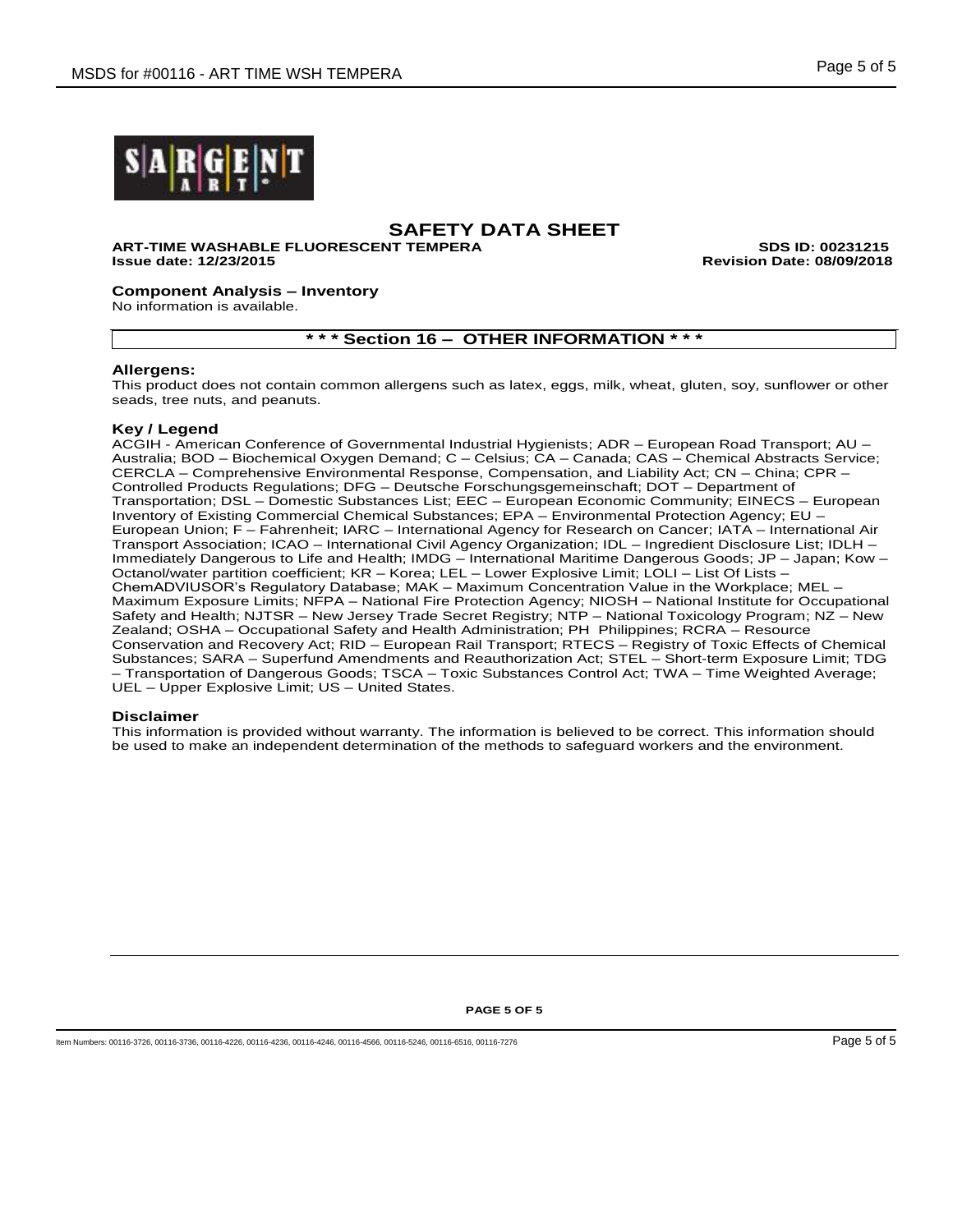# SAFETY DATA SHEET

**ART-TIME WASHABLE FLUORESCENT TEMPERA** **SDS ID: 00231215**
**Issue date: 12/23/2015** **Revision Date: 08/09/2018**

### Component Analysis – Inventory

No information is available.

## * * * Section 16 – OTHER INFORMATION * * *

### Allergens:

This product does not contain common allergens such as latex, eggs, milk, wheat, gluten, soy, sunflower or other seads, tree nuts, and peanuts.

### Key / Legend

ACGIH - American Conference of Governmental Industrial Hygienists; ADR – European Road Transport; AU – Australia; BOD – Biochemical Oxygen Demand; C – Celsius; CA – Canada; CAS – Chemical Abstracts Service; CERCLA – Comprehensive Environmental Response, Compensation, and Liability Act; CN – China; CPR – Controlled Products Regulations; DFG – Deutsche Forschungsgemeinschaft; DOT – Department of Transportation; DSL – Domestic Substances List; EEC – European Economic Community; EINECS – European Inventory of Existing Commercial Chemical Substances; EPA – Environmental Protection Agency; EU – European Union; F – Fahrenheit; IARC – International Agency for Research on Cancer; IATA – International Air Transport Association; ICAO – International Civil Agency Organization; IDL – Ingredient Disclosure List; IDLH – Immediately Dangerous to Life and Health; IMDG – International Maritime Dangerous Goods; JP – Japan; Kow – Octanol/water partition coefficient; KR – Korea; LEL – Lower Explosive Limit; LOLI – List Of Lists – ChemADVIUSOR's Regulatory Database; MAK – Maximum Concentration Value in the Workplace; MEL – Maximum Exposure Limits; NFPA – National Fire Protection Agency; NIOSH – National Institute for Occupational Safety and Health; NJTSR – New Jersey Trade Secret Registry; NTP – National Toxicology Program; NZ – New Zealand; OSHA – Occupational Safety and Health Administration; PH Philippines; RCRA – Resource Conservation and Recovery Act; RID – European Rail Transport; RTECS – Registry of Toxic Effects of Chemical Substances; SARA – Superfund Amendments and Reauthorization Act; STEL – Short-term Exposure Limit; TDG – Transportation of Dangerous Goods; TSCA – Toxic Substances Control Act; TWA – Time Weighted Average; UEL – Upper Explosive Limit; US – United States.

### Disclaimer

This information is provided without warranty. The information is believed to be correct. This information should be used to make an independent determination of the methods to safeguard workers and the environment.

Item Numbers: 00116-3726, 00116-3736, 00116-4226, 00116-4236, 00116-4246, 00116-4566, 00116-5246, 00116-6516, 00116-7276